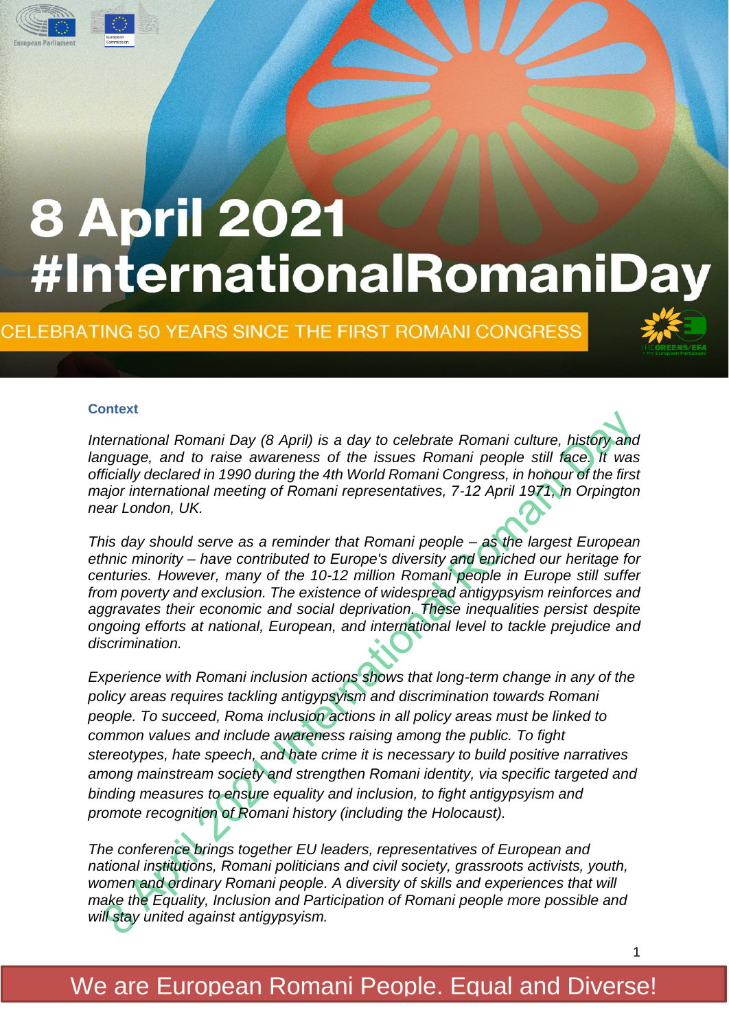# 8 April 2021 #InternationalRomaniDay

CELEBRATING 50 YEARS SINCE THE FIRST ROMANI CONGRESS

### Context

*International Romani Day (8 April) is a day to celebrate Romani culture, history and language, and to raise awareness of the issues Romani people still face. It was officially declared in 1990 during the 4th World Romani Congress, in honour of the first major international meeting of Romani representatives, 7-12 April 1971 in Orpington near London, UK.*

*This day should serve as a reminder that Romani people – as the largest European ethnic minority – have contributed to Europe's diversity and enriched our heritage for centuries. However, many of the 10-12 million Romani people in Europe still suffer from poverty and exclusion. The existence of widespread antigypsyism reinforces and aggravates their economic and social deprivation. These inequalities persist despite ongoing efforts at national, European, and international level to tackle prejudice and discrimination.*

*Experience with Romani inclusion actions shows that long-term change in any of the policy areas requires tackling antigypsyism and discrimination towards Romani people. To succeed, Roma inclusion actions in all policy areas must be linked to common values and include awareness raising among the public. To fight stereotypes, hate speech, and hate crime it is necessary to build positive narratives among mainstream society and strengthen Romani identity, via specific targeted and binding measures to ensure equality and inclusion, to fight antigypsyism and promote recognition of Romani history (including the Holocaust).*

*The conference brings together EU leaders, representatives of European and national institutions, Romani politicians and civil society, grassroots activists, youth, women and ordinary Romani people. A diversity of skills and experiences that will make the Equality, Inclusion and Participation of Romani people more possible and will stay united against antigypsyism.*

We are European Romani People. Equal and Diverse!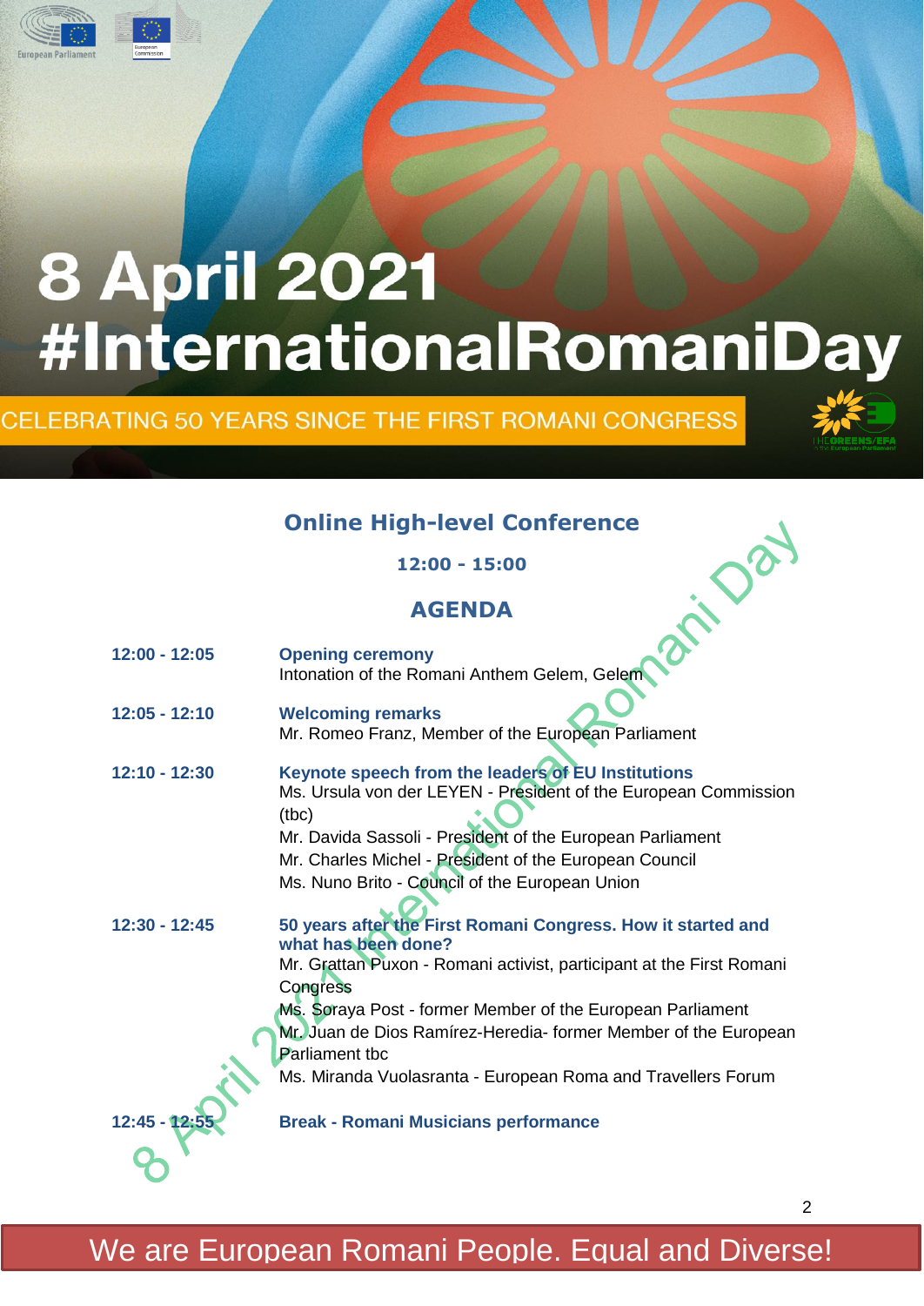# 8 April 2021 #InternationalRomaniDay

CELEBRATING 50 YEARS SINCE THE FIRST ROMANI CONGRESS

## Online High-level Conference

**12:00 - 15:00**

## AGENDA

| | |
|---|---|
| **12:00 - 12:05** | **Opening ceremony**<br>Intonation of the Romani Anthem Gelem, Gelem |
| **12:05 - 12:10** | **Welcoming remarks**<br>Mr. Romeo Franz, Member of the European Parliament |
| **12:10 - 12:30** | **Keynote speech from the leaders of EU Institutions**<br>Ms. Ursula von der LEYEN - President of the European Commission (tbc)<br>Mr. Davida Sassoli - President of the European Parliament<br>Mr. Charles Michel - President of the European Council<br>Ms. Nuno Brito - Council of the European Union |
| **12:30 - 12:45** | **50 years after the First Romani Congress. How it started and what has been done?**<br>Mr. Grattan Puxon - Romani activist, participant at the First Romani Congress<br>Ms. Soraya Post - former Member of the European Parliament<br>Mr. Juan de Dios Ramírez-Heredia- former Member of the European Parliament tbc<br>Ms. Miranda Vuolasranta - European Roma and Travellers Forum |
| **12:45 - 12:55** | **Break - Romani Musicians performance** |

We are European Romani People. Equal and Diverse!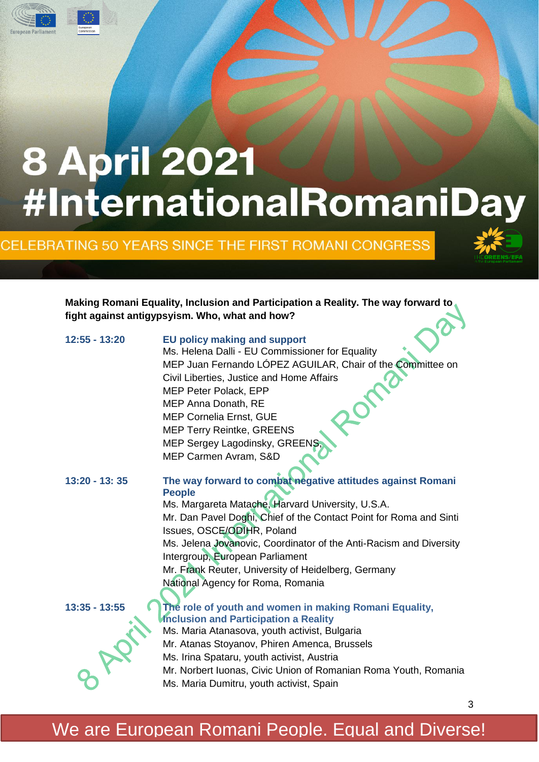# 8 April 2021 #InternationalRomaniDay

CELEBRATING 50 YEARS SINCE THE FIRST ROMANI CONGRESS

**Making Romani Equality, Inclusion and Participation a Reality. The way forward to fight against antigypsyism. Who, what and how?**

**12:55 - 13:20** **EU policy making and support**

Ms. Helena Dalli - EU Commissioner for Equality
MEP Juan Fernando LÓPEZ AGUILAR, Chair of the Committee on Civil Liberties, Justice and Home Affairs
MEP Peter Polack, EPP
MEP Anna Donath, RE
MEP Cornelia Ernst, GUE
MEP Terry Reintke, GREENS
MEP Sergey Lagodinsky, GREENS
MEP Carmen Avram, S&D

**13:20 - 13: 35** **The way forward to combat negative attitudes against Romani People**

Ms. Margareta Matache, Harvard University, U.S.A.
Mr. Dan Pavel Doghi, Chief of the Contact Point for Roma and Sinti Issues, OSCE/ODIHR, Poland
Ms. Jelena Jovanovic, Coordinator of the Anti-Racism and Diversity Intergroup, European Parliament
Mr. Frank Reuter, University of Heidelberg, Germany
National Agency for Roma, Romania

**13:35 - 13:55** **The role of youth and women in making Romani Equality, Inclusion and Participation a Reality**

Ms. Maria Atanasova, youth activist, Bulgaria
Mr. Atanas Stoyanov, Phiren Amenca, Brussels
Ms. Irina Spataru, youth activist, Austria
Mr. Norbert Iuonas, Civic Union of Romanian Roma Youth, Romania
Ms. Maria Dumitru, youth activist, Spain

We are European Romani People. Equal and Diverse!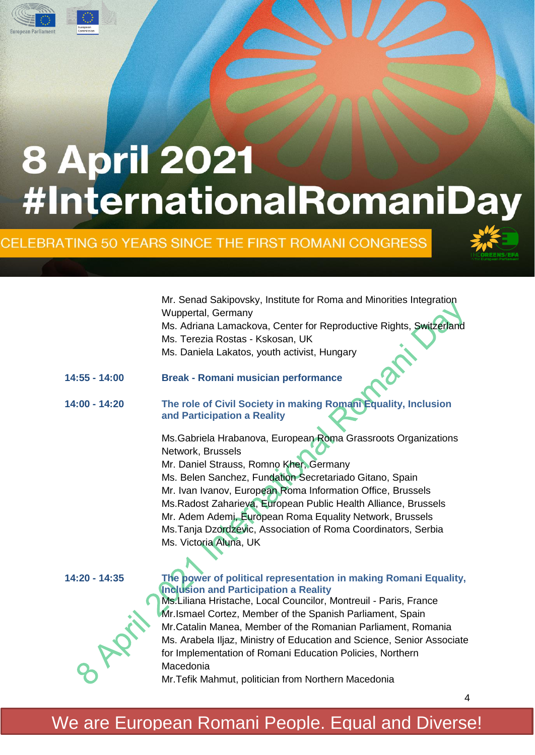# 8 April 2021 #InternationalRomaniDay

CELEBRATING 50 YEARS SINCE THE FIRST ROMANI CONGRESS

Mr. Senad Sakipovsky, Institute for Roma and Minorities Integration Wuppertal, Germany
Ms. Adriana Lamackova, Center for Reproductive Rights, Switzerland
Ms. Terezia Rostas - Kskosan, UK
Ms. Daniela Lakatos, youth activist, Hungary

**14:55 - 14:00** **Break - Romani musician performance**

**14:00 - 14:20** **The role of Civil Society in making Romani Equality, Inclusion and Participation a Reality**

Ms.Gabriela Hrabanova, European Roma Grassroots Organizations Network, Brussels
Mr. Daniel Strauss, Romno Kher, Germany
Ms. Belen Sanchez, Fundation Secretariado Gitano, Spain
Mr. Ivan Ivanov, European Roma Information Office, Brussels
Ms.Radost Zaharieva, European Public Health Alliance, Brussels
Mr. Adem Ademi, European Roma Equality Network, Brussels
Ms.Tanja Dzordzevic, Association of Roma Coordinators, Serbia
Ms. Victoria Aluna, UK

**14:20 - 14:35** **The power of political representation in making Romani Equality, Inclusion and Participation a Reality**

Ms.Liliana Hristache, Local Councilor, Montreuil - Paris, France
Mr.Ismael Cortez, Member of the Spanish Parliament, Spain
Mr.Catalin Manea, Member of the Romanian Parliament, Romania
Ms. Arabela Iljaz, Ministry of Education and Science, Senior Associate for Implementation of Romani Education Policies, Northern Macedonia
Mr.Tefik Mahmut, politician from Northern Macedonia

We are European Romani People. Equal and Diverse!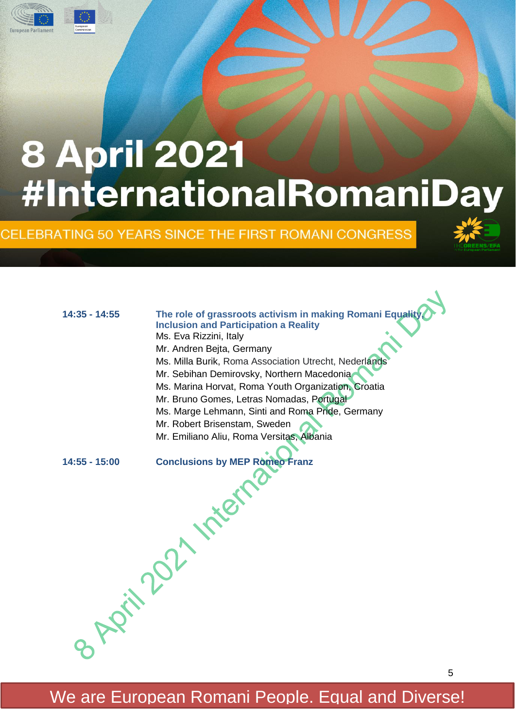# 8 April 2021 #InternationalRomaniDay

CELEBRATING 50 YEARS SINCE THE FIRST ROMANI CONGRESS

| | |
|---|---|
| **14:35 - 14:55** | **The role of grassroots activism in making Romani Equality, Inclusion and Participation a Reality**<br>Ms. Eva Rizzini, Italy<br>Mr. Andren Bejta, Germany<br>Ms. Milla Burik, Roma Association Utrecht, Nederlands<br>Mr. Sebihan Demirovsky, Northern Macedonia<br>Ms. Marina Horvat, Roma Youth Organization Croatia<br>Mr. Bruno Gomes, Letras Nomadas, Portugal<br>Ms. Marge Lehmann, Sinti and Roma Pride, Germany<br>Mr. Robert Brisenstam, Sweden<br>Mr. Emiliano Aliu, Roma Versitas, Albania |
| **14:55 - 15:00** | **Conclusions by MEP Romeo Franz** |

8 April 2021 International Romani Day

We are European Romani People. Equal and Diverse!